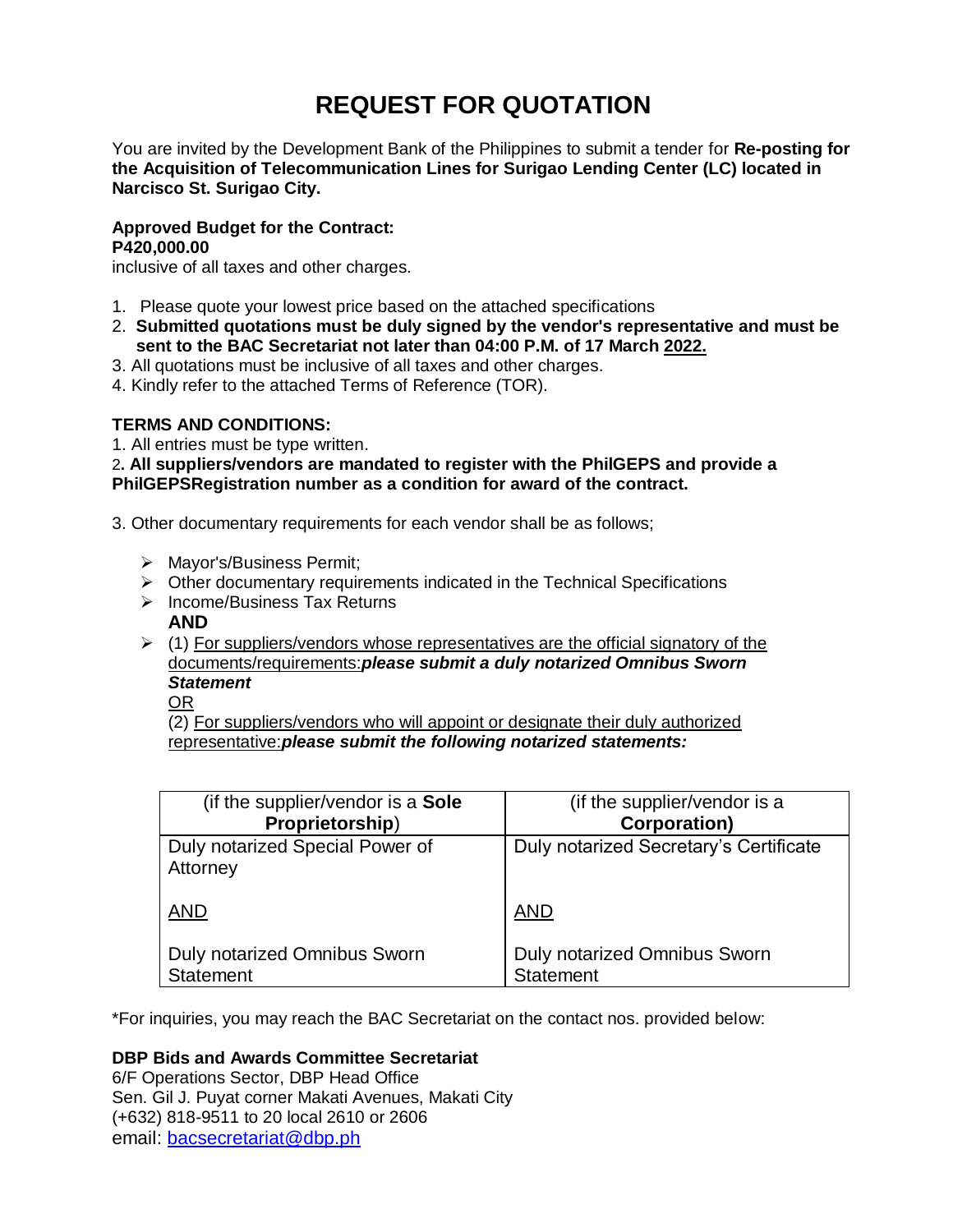# REQUEST FOR QUOTATION

You are invited by the Development Bank of the Philippines to submit a tender for **Re-posting for the Acquisition of Telecommunication Lines for Surigao Lending Center (LC) located in Narcisco St. Surigao City.**

**Approved Budget for the Contract:**
**P420,000.00**
inclusive of all taxes and other charges.

1. Please quote your lowest price based on the attached specifications
2. **Submitted quotations must be duly signed by the vendor's representative and must be sent to the BAC Secretariat not later than 04:00 P.M. of 17 March <u>2022.</u>**
3. All quotations must be inclusive of all taxes and other charges.
4. Kindly refer to the attached Terms of Reference (TOR).

**TERMS AND CONDITIONS:**

1. All entries must be type written.
2. **All suppliers/vendors are mandated to register with the PhilGEPS and provide a PhilGEPSRegistration number as a condition for award of the contract.**
3. Other documentary requirements for each vendor shall be as follows;

- Mayor's/Business Permit;
- Other documentary requirements indicated in the Technical Specifications
- Income/Business Tax Returns
  **AND**
- (1) <u>For suppliers/vendors whose representatives are the official signatory of the documents/requirements:</u>***please submit a duly notarized Omnibus Sworn Statement***
  <u>OR</u>
  (2) <u>For suppliers/vendors who will appoint or designate their duly authorized representative:</u>***please submit the following notarized statements:***

| (if the supplier/vendor is a **Sole Proprietorship**) | (if the supplier/vendor is a **Corporation)** |
|---|---|
| Duly notarized Special Power of Attorney<br><br><u>AND</u><br><br>Duly notarized Omnibus Sworn Statement | Duly notarized Secretary's Certificate<br><br><u>AND</u><br><br>Duly notarized Omnibus Sworn Statement |

*For inquiries, you may reach the BAC Secretariat on the contact nos. provided below:

**DBP Bids and Awards Committee Secretariat**
6/F Operations Sector, DBP Head Office
Sen. Gil J. Puyat corner Makati Avenues, Makati City
(+632) 818-9511 to 20 local 2610 or 2606
email: bacsecretariat@dbp.ph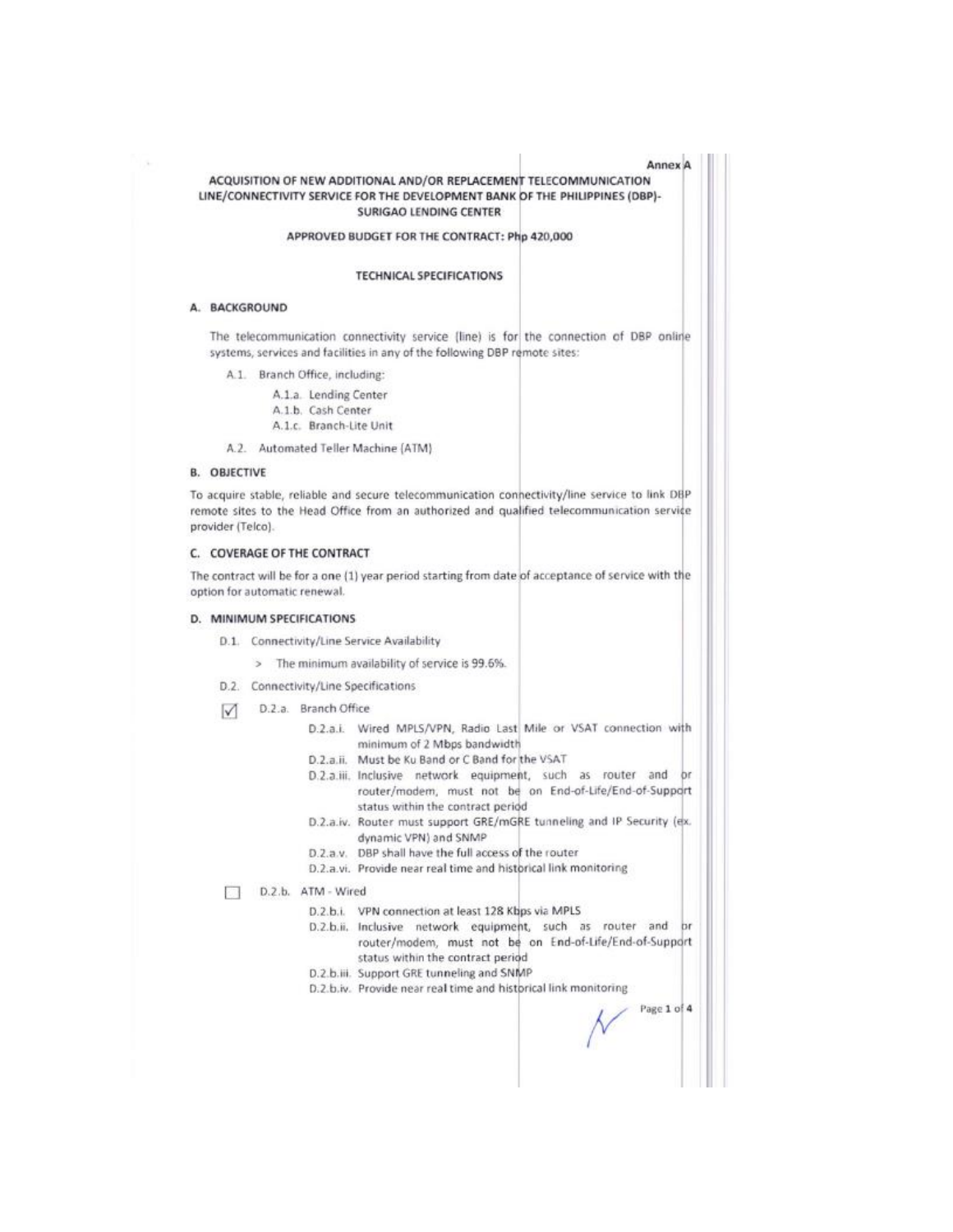Annex A

# ACQUISITION OF NEW ADDITIONAL AND/OR REPLACEMENT TELECOMMUNICATION LINE/CONNECTIVITY SERVICE FOR THE DEVELOPMENT BANK OF THE PHILIPPINES (DBP)-SURIGAO LENDING CENTER

**APPROVED BUDGET FOR THE CONTRACT: Php 420,000**

## TECHNICAL SPECIFICATIONS

### A. BACKGROUND

The telecommunication connectivity service (line) is for the connection of DBP online systems, services and facilities in any of the following DBP remote sites:

- A.1. Branch Office, including:
  - A.1.a. Lending Center
  - A.1.b. Cash Center
  - A.1.c. Branch-Lite Unit
- A.2. Automated Teller Machine (ATM)

### B. OBJECTIVE

To acquire stable, reliable and secure telecommunication connectivity/line service to link DBP remote sites to the Head Office from an authorized and qualified telecommunication service provider (Telco).

### C. COVERAGE OF THE CONTRACT

The contract will be for a one (1) year period starting from date of acceptance of service with the option for automatic renewal.

### D. MINIMUM SPECIFICATIONS

- D.1. Connectivity/Line Service Availability
  - > The minimum availability of service is 99.6%.
- D.2. Connectivity/Line Specifications

☑ D.2.a. Branch Office

- D.2.a.i. Wired MPLS/VPN, Radio Last Mile or VSAT connection with minimum of 2 Mbps bandwidth
- D.2.a.ii. Must be Ku Band or C Band for the VSAT
- D.2.a.iii. Inclusive network equipment, such as router and or router/modem, must not be on End-of-Life/End-of-Support status within the contract period
- D.2.a.iv. Router must support GRE/mGRE tunneling and IP Security (ex. dynamic VPN) and SNMP
- D.2.a.v. DBP shall have the full access of the router
- D.2.a.vi. Provide near real time and historical link monitoring

☐ D.2.b. ATM - Wired

- D.2.b.i. VPN connection at least 128 Kbps via MPLS
- D.2.b.ii. Inclusive network equipment, such as router and or router/modem, must not be on End-of-Life/End-of-Support status within the contract period
- D.2.b.iii. Support GRE tunneling and SNMP
- D.2.b.iv. Provide near real time and historical link monitoring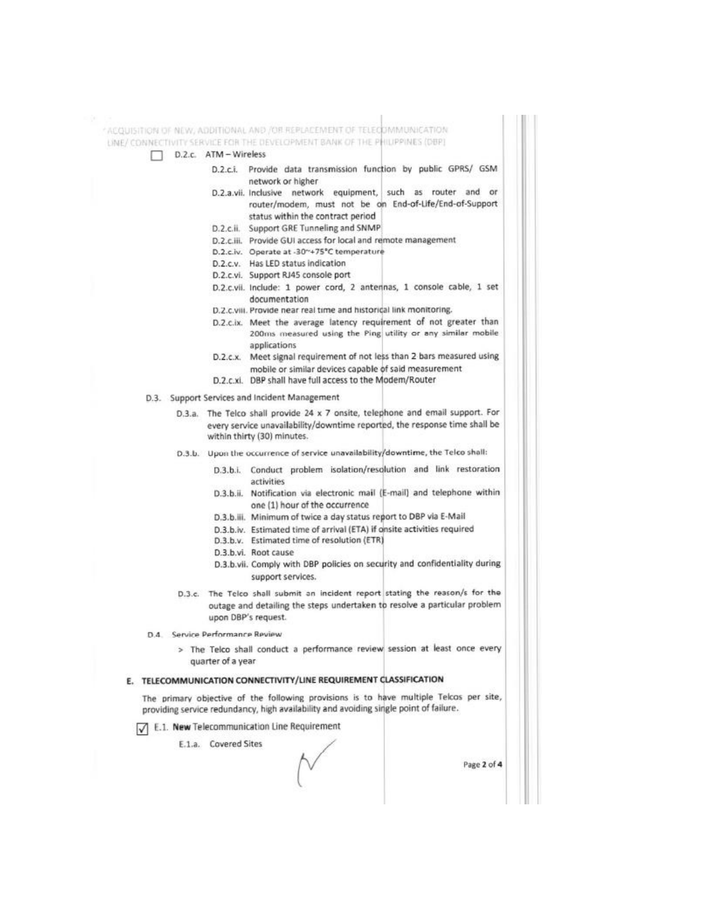☐ D.2.c. ATM – Wireless

- D.2.c.i. Provide data transmission function by public GPRS/ GSM network or higher
- D.2.a.vii. Inclusive network equipment, such as router and or router/modem, must not be on End-of-Life/End-of-Support status within the contract period
- D.2.c.ii. Support GRE Tunneling and SNMP
- D.2.c.iii. Provide GUI access for local and remote management
- D.2.c.iv. Operate at -30~+75°C temperature
- D.2.c.v. Has LED status indication
- D.2.c.vi. Support RJ45 console port
- D.2.c.vii. Include: 1 power cord, 2 antennas, 1 console cable, 1 set documentation
- D.2.c.viii. Provide near real time and historical link monitoring.
- D.2.c.ix. Meet the average latency requirement of not greater than 200ms measured using the Ping utility or any similar mobile applications
- D.2.c.x. Meet signal requirement of not less than 2 bars measured using mobile or similar devices capable of said measurement
- D.2.c.xi. DBP shall have full access to the Modem/Router

D.3. Support Services and Incident Management

D.3.a. The Telco shall provide 24 x 7 onsite, telephone and email support. For every service unavailability/downtime reported, the response time shall be within thirty (30) minutes.

D.3.b. Upon the occurrence of service unavailability/downtime, the Telco shall:

- D.3.b.i. Conduct problem isolation/resolution and link restoration activities
- D.3.b.ii. Notification via electronic mail (E-mail) and telephone within one (1) hour of the occurrence
- D.3.b.iii. Minimum of twice a day status report to DBP via E-Mail
- D.3.b.iv. Estimated time of arrival (ETA) if onsite activities required
- D.3.b.v. Estimated time of resolution (ETR)
- D.3.b.vi. Root cause
- D.3.b.vii. Comply with DBP policies on security and confidentiality during support services.

D.3.c. The Telco shall submit an incident report stating the reason/s for the outage and detailing the steps undertaken to resolve a particular problem upon DBP's request.

D.4. Service Performance Review

> The Telco shall conduct a performance review session at least once every quarter of a year

## E. TELECOMMUNICATION CONNECTIVITY/LINE REQUIREMENT CLASSIFICATION

The primary objective of the following provisions is to have multiple Telcos per site, providing service redundancy, high availability and avoiding single point of failure.

☑ E.1. **New** Telecommunication Line Requirement

E.1.a. Covered Sites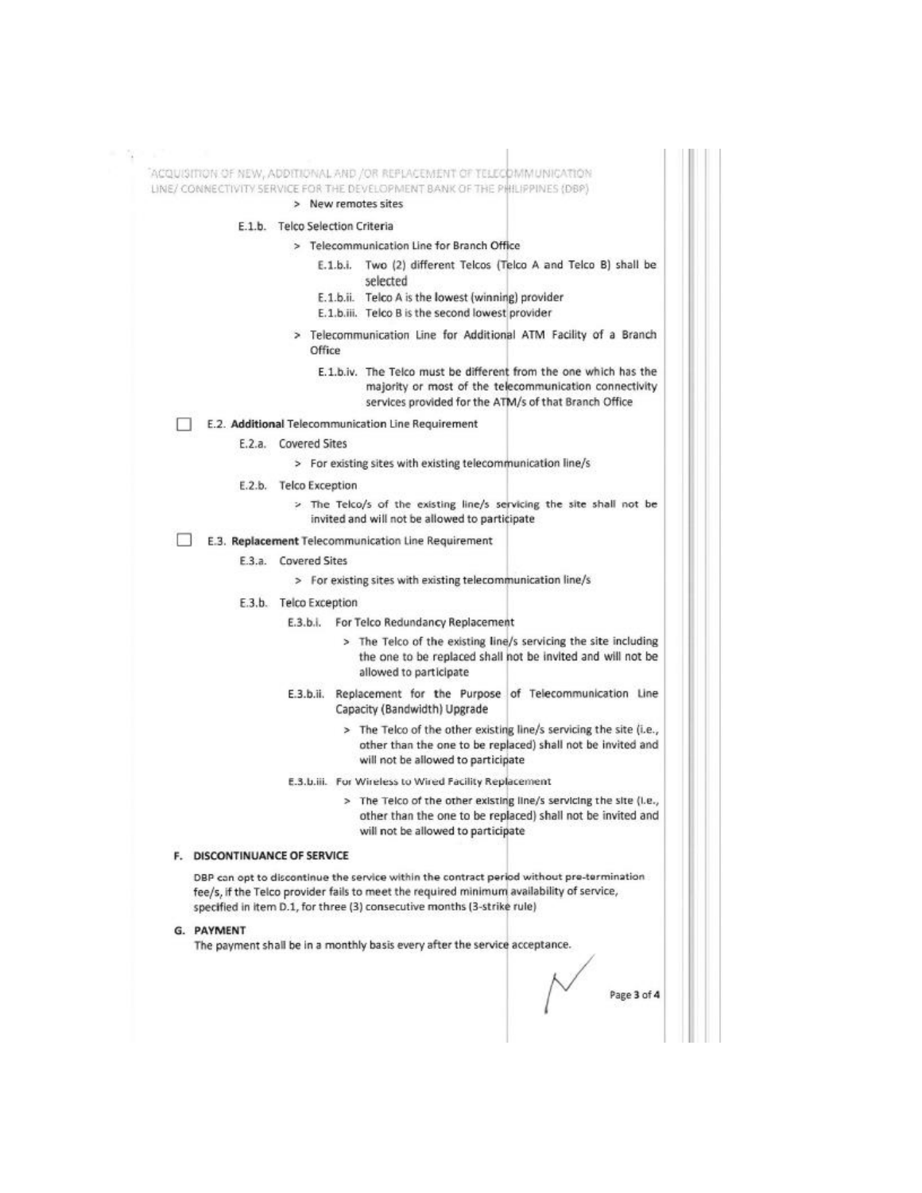> New remotes sites

E.1.b. Telco Selection Criteria

> Telecommunication Line for Branch Office

E.1.b.i. Two (2) different Telcos (Telco A and Telco B) shall be selected

E.1.b.ii. Telco A is the lowest (winning) provider

E.1.b.iii. Telco B is the second lowest provider

> Telecommunication Line for Additional ATM Facility of a Branch Office

E.1.b.iv. The Telco must be different from the one which has the majority or most of the telecommunication connectivity services provided for the ATM/s of that Branch Office

☐ E.2. **Additional** Telecommunication Line Requirement

E.2.a. Covered Sites

> For existing sites with existing telecommunication line/s

E.2.b. Telco Exception

> The Telco/s of the existing line/s servicing the site shall not be invited and will not be allowed to participate

☐ E.3. **Replacement** Telecommunication Line Requirement

E.3.a. Covered Sites

> For existing sites with existing telecommunication line/s

E.3.b. Telco Exception

E.3.b.i. For Telco Redundancy Replacement

> The Telco of the existing line/s servicing the site including the one to be replaced shall not be invited and will not be allowed to participate

E.3.b.ii. Replacement for the Purpose of Telecommunication Line Capacity (Bandwidth) Upgrade

> The Telco of the other existing line/s servicing the site (i.e., other than the one to be replaced) shall not be invited and will not be allowed to participate

E.3.b.iii. For Wireless to Wired Facility Replacement

> The Telco of the other existing line/s servicing the site (i.e., other than the one to be replaced) shall not be invited and will not be allowed to participate

## F. DISCONTINUANCE OF SERVICE

DBP can opt to discontinue the service within the contract period without pre-termination fee/s, if the Telco provider fails to meet the required minimum availability of service, specified in item D.1, for three (3) consecutive months (3-strike rule)

## G. PAYMENT

The payment shall be in a monthly basis every after the service acceptance.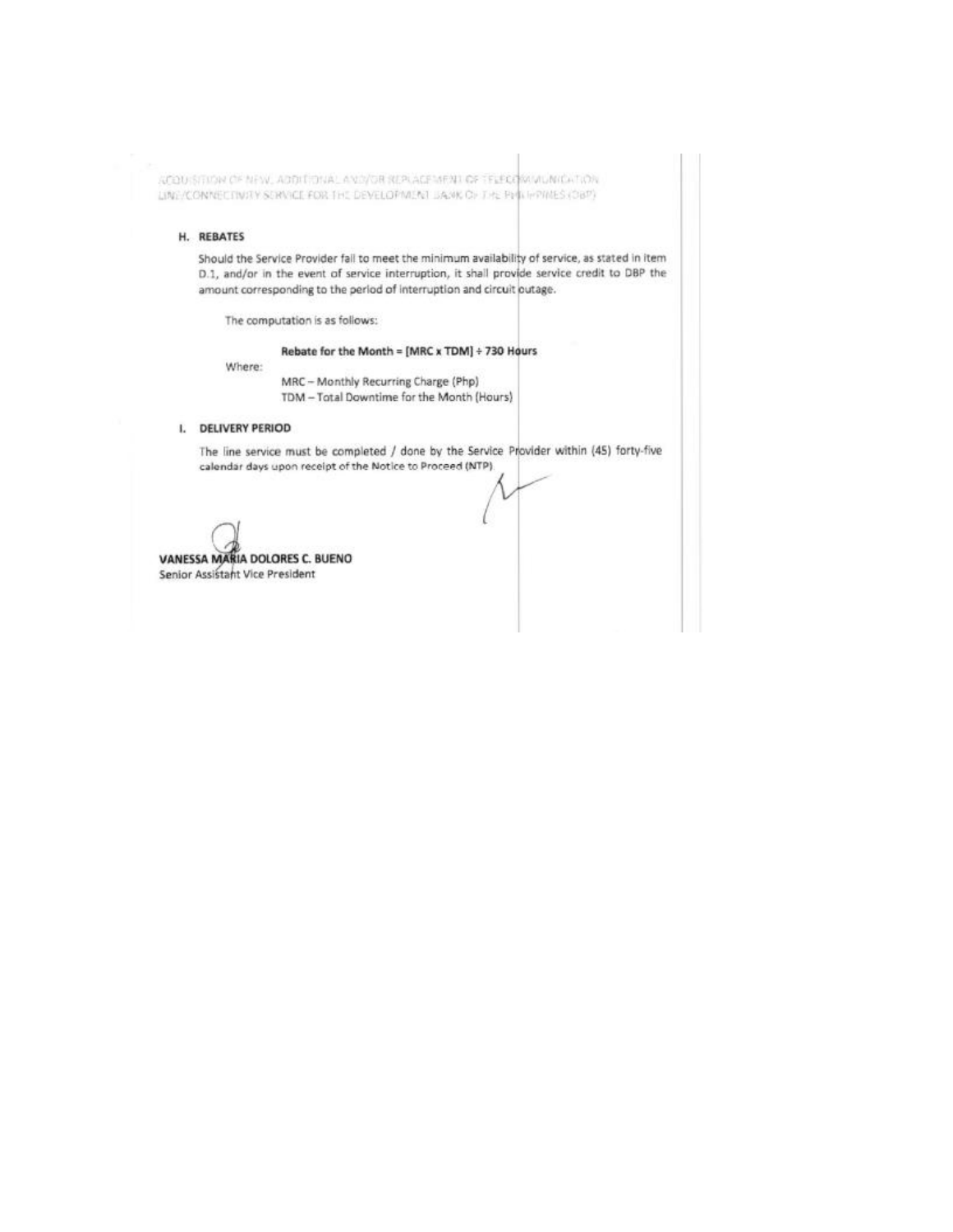### H. REBATES

Should the Service Provider fail to meet the minimum availability of service, as stated in item D.1, and/or in the event of service interruption, it shall provide service credit to DBP the amount corresponding to the period of interruption and circuit outage.

The computation is as follows:

**Rebate for the Month = [MRC x TDM] ÷ 730 Hours**

Where:

MRC – Monthly Recurring Charge (Php)
TDM – Total Downtime for the Month (Hours)

### I. DELIVERY PERIOD

The line service must be completed / done by the Service Provider within (45) forty-five calendar days upon receipt of the Notice to Proceed (NTP)

**VANESSA MARIA DOLORES C. BUENO**
Senior Assistant Vice President